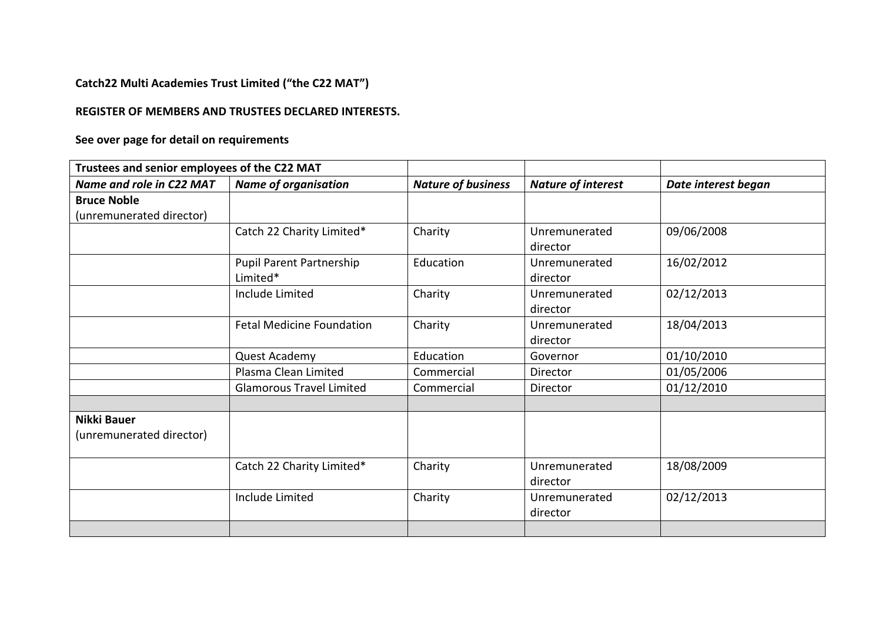**Catch22 Multi Academies Trust Limited ("the C22 MAT")**

**REGISTER OF MEMBERS AND TRUSTEES DECLARED INTERESTS.**

**See over page for detail on requirements**

| **Trustees and senior employees of the C22 MAT** | | | | |
|---|---|---|---|---|
| ***Name and role in C22 MAT*** | ***Name of organisation*** | ***Nature of business*** | ***Nature of interest*** | ***Date interest began*** |
| **Bruce Noble** (unremunerated director) | | | | |
| | Catch 22 Charity Limited* | Charity | Unremunerated director | 09/06/2008 |
| | Pupil Parent Partnership Limited* | Education | Unremunerated director | 16/02/2012 |
| | Include Limited | Charity | Unremunerated director | 02/12/2013 |
| | Fetal Medicine Foundation | Charity | Unremunerated director | 18/04/2013 |
| | Quest Academy | Education | Governor | 01/10/2010 |
| | Plasma Clean Limited | Commercial | Director | 01/05/2006 |
| | Glamorous Travel Limited | Commercial | Director | 01/12/2010 |
| | | | | |
| **Nikki Bauer** (unremunerated director) | | | | |
| | Catch 22 Charity Limited* | Charity | Unremunerated director | 18/08/2009 |
| | Include Limited | Charity | Unremunerated director | 02/12/2013 |
| | | | | |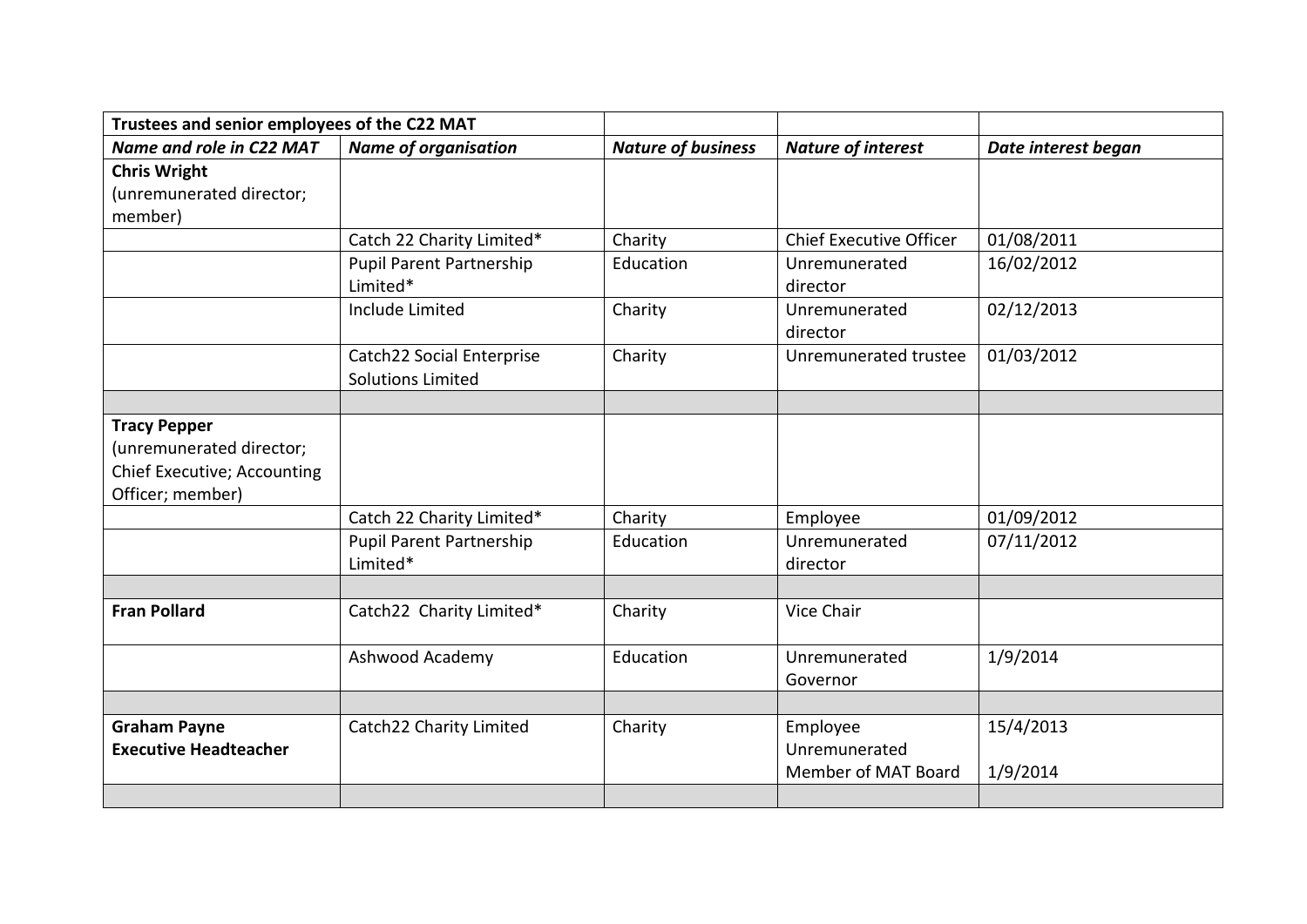| Trustees and senior employees of the C22 MAT | | | | |
|---|---|---|---|---|
| ***Name and role in C22 MAT*** | ***Name of organisation*** | ***Nature of business*** | ***Nature of interest*** | ***Date interest began*** |
| **Chris Wright** (unremunerated director; member) | | | | |
| | Catch 22 Charity Limited* | Charity | Chief Executive Officer | 01/08/2011 |
| | Pupil Parent Partnership Limited* | Education | Unremunerated director | 16/02/2012 |
| | Include Limited | Charity | Unremunerated director | 02/12/2013 |
| | Catch22 Social Enterprise Solutions Limited | Charity | Unremunerated trustee | 01/03/2012 |
| | | | | |
| **Tracy Pepper** (unremunerated director; Chief Executive; Accounting Officer; member) | | | | |
| | Catch 22 Charity Limited* | Charity | Employee | 01/09/2012 |
| | Pupil Parent Partnership Limited* | Education | Unremunerated director | 07/11/2012 |
| | | | | |
| **Fran Pollard** | Catch22 Charity Limited* | Charity | Vice Chair | |
| | Ashwood Academy | Education | Unremunerated Governor | 1/9/2014 |
| | | | | |
| **Graham Payne** **Executive Headteacher** | Catch22 Charity Limited | Charity | Employee Unremunerated Member of MAT Board | 15/4/2013 1/9/2014 |
| | | | | |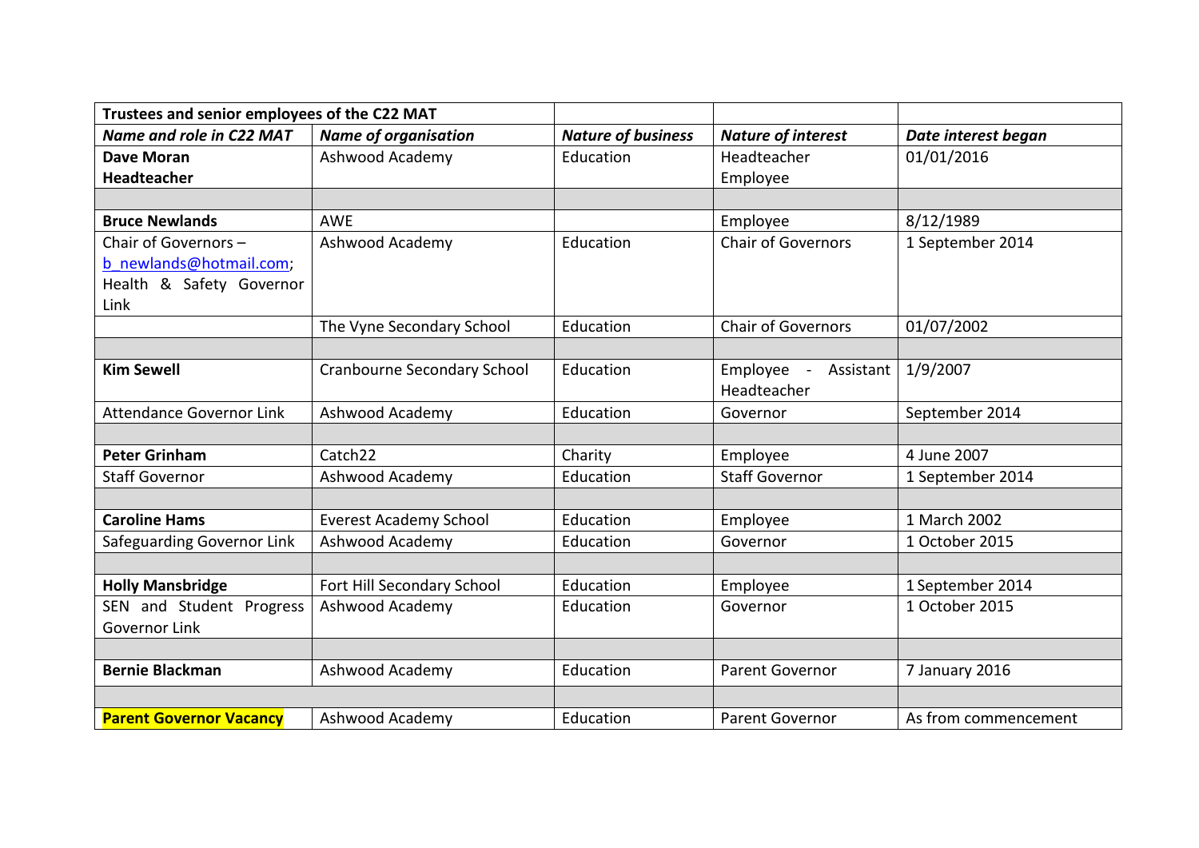| Trustees and senior employees of the C22 MAT | | | | |
|---|---|---|---|---|
| ***Name and role in C22 MAT*** | ***Name of organisation*** | ***Nature of business*** | ***Nature of interest*** | ***Date interest began*** |
| **Dave Moran** **Headteacher** | Ashwood Academy | Education | Headteacher Employee | 01/01/2016 |
| | | | | |
| **Bruce Newlands** | AWE | | Employee | 8/12/1989 |
| Chair of Governors – b_newlands@hotmail.com; Health & Safety Governor Link | Ashwood Academy | Education | Chair of Governors | 1 September 2014 |
| | The Vyne Secondary School | Education | Chair of Governors | 01/07/2002 |
| | | | | |
| **Kim Sewell** | Cranbourne Secondary School | Education | Employee - Assistant Headteacher | 1/9/2007 |
| Attendance Governor Link | Ashwood Academy | Education | Governor | September 2014 |
| | | | | |
| **Peter Grinham** | Catch22 | Charity | Employee | 4 June 2007 |
| Staff Governor | Ashwood Academy | Education | Staff Governor | 1 September 2014 |
| | | | | |
| **Caroline Hams** | Everest Academy School | Education | Employee | 1 March 2002 |
| Safeguarding Governor Link | Ashwood Academy | Education | Governor | 1 October 2015 |
| | | | | |
| **Holly Mansbridge** | Fort Hill Secondary School | Education | Employee | 1 September 2014 |
| SEN and Student Progress Governor Link | Ashwood Academy | Education | Governor | 1 October 2015 |
| | | | | |
| **Bernie Blackman** | Ashwood Academy | Education | Parent Governor | 7 January 2016 |
| | | | | |
| **Parent Governor Vacancy** | Ashwood Academy | Education | Parent Governor | As from commencement |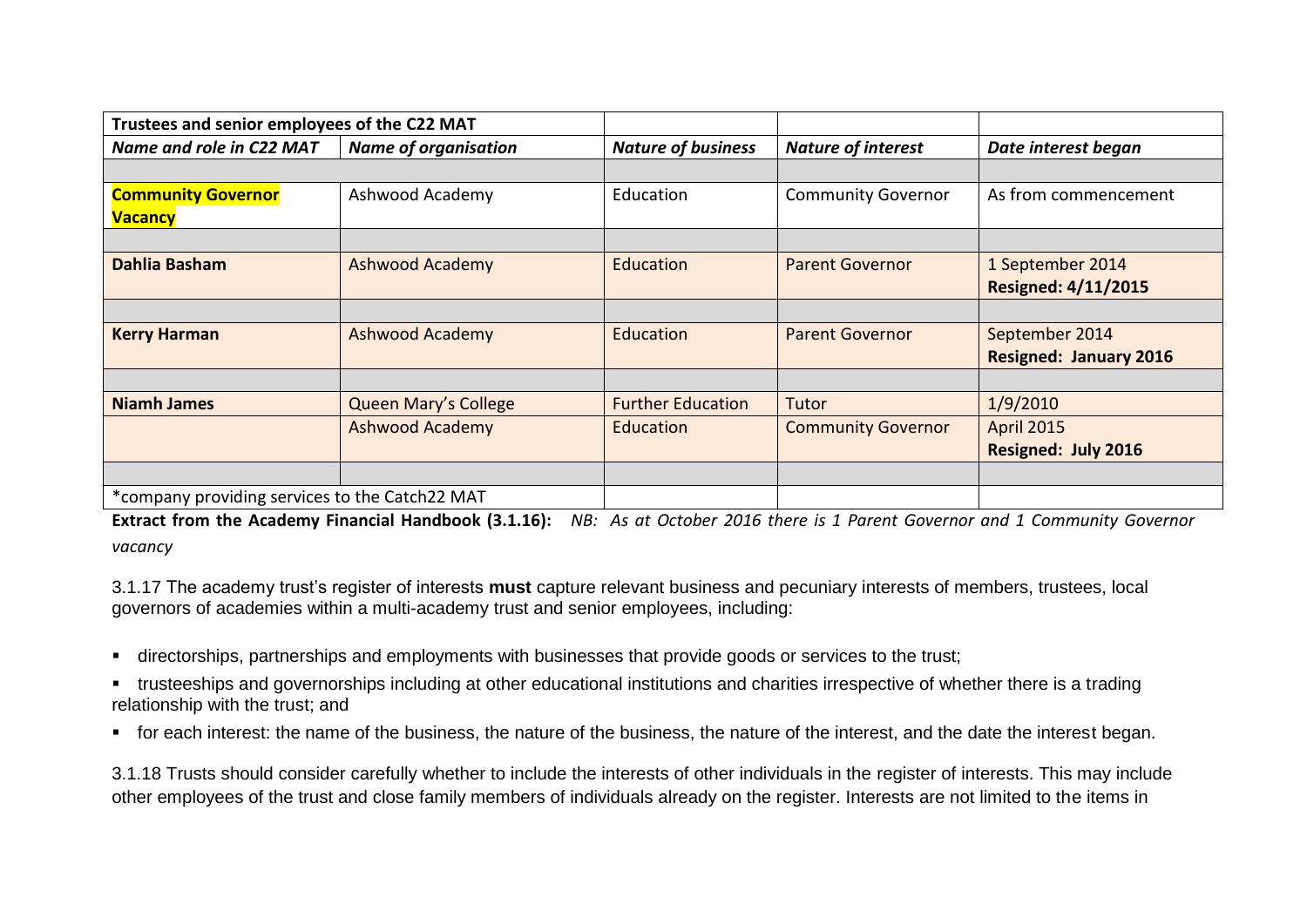| Trustees and senior employees of the C22 MAT | | | | |
|---|---|---|---|---|
| *Name and role in C22 MAT* | *Name of organisation* | *Nature of business* | *Nature of interest* | *Date interest began* |
| | | | | |
| **Community Governor Vacancy** | Ashwood Academy | Education | Community Governor | As from commencement |
| | | | | |
| **Dahlia Basham** | Ashwood Academy | Education | Parent Governor | 1 September 2014 **Resigned: 4/11/2015** |
| | | | | |
| **Kerry Harman** | Ashwood Academy | Education | Parent Governor | September 2014 **Resigned: January 2016** |
| | | | | |
| **Niamh James** | Queen Mary's College | Further Education | Tutor | 1/9/2010 |
| | Ashwood Academy | Education | Community Governor | April 2015 **Resigned: July 2016** |
| | | | | |
| *company providing services to the Catch22 MAT | | | | |

**Extract from the Academy Financial Handbook (3.1.16):** *NB: As at October 2016 there is 1 Parent Governor and 1 Community Governor vacancy*

3.1.17 The academy trust's register of interests **must** capture relevant business and pecuniary interests of members, trustees, local governors of academies within a multi-academy trust and senior employees, including:

- directorships, partnerships and employments with businesses that provide goods or services to the trust;
- trusteeships and governorships including at other educational institutions and charities irrespective of whether there is a trading relationship with the trust; and
- for each interest: the name of the business, the nature of the business, the nature of the interest, and the date the interest began.

3.1.18 Trusts should consider carefully whether to include the interests of other individuals in the register of interests. This may include other employees of the trust and close family members of individuals already on the register. Interests are not limited to the items in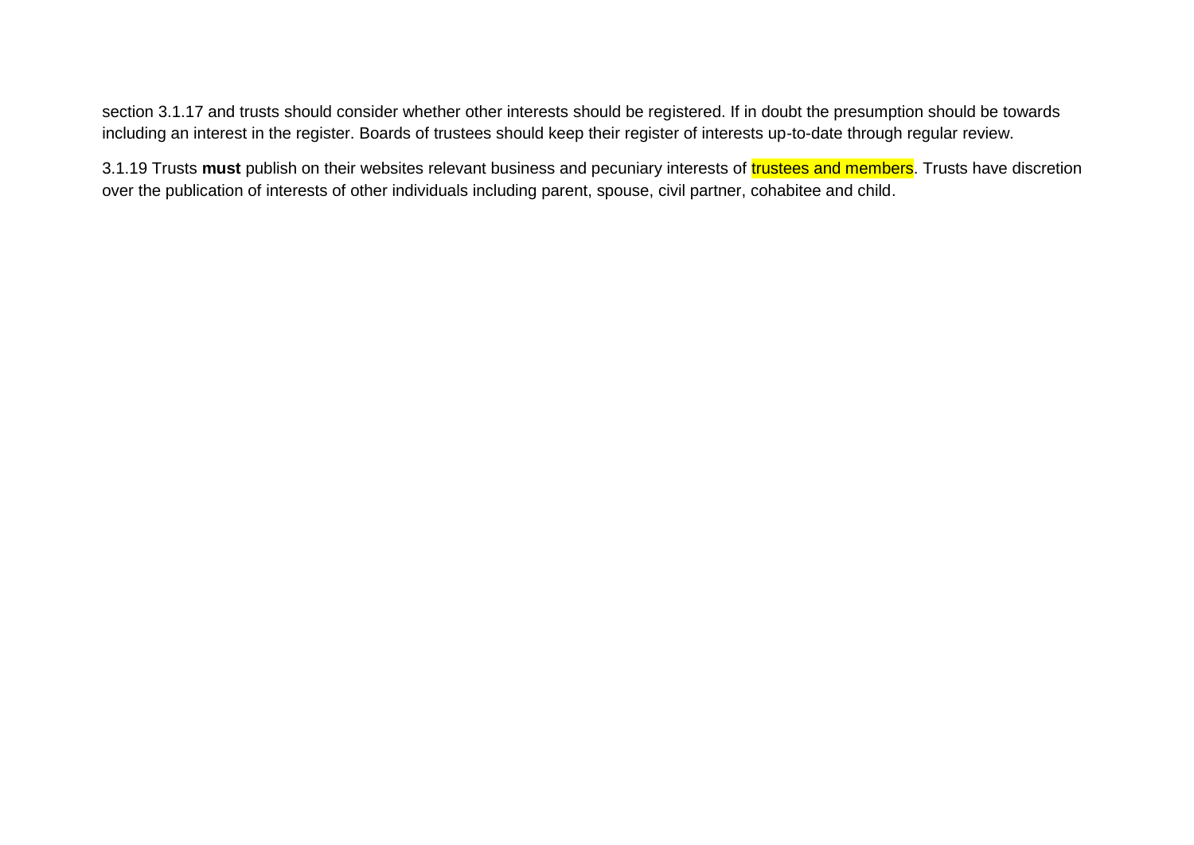section 3.1.17 and trusts should consider whether other interests should be registered. If in doubt the presumption should be towards including an interest in the register. Boards of trustees should keep their register of interests up-to-date through regular review.

3.1.19 Trusts **must** publish on their websites relevant business and pecuniary interests of trustees and members. Trusts have discretion over the publication of interests of other individuals including parent, spouse, civil partner, cohabitee and child.